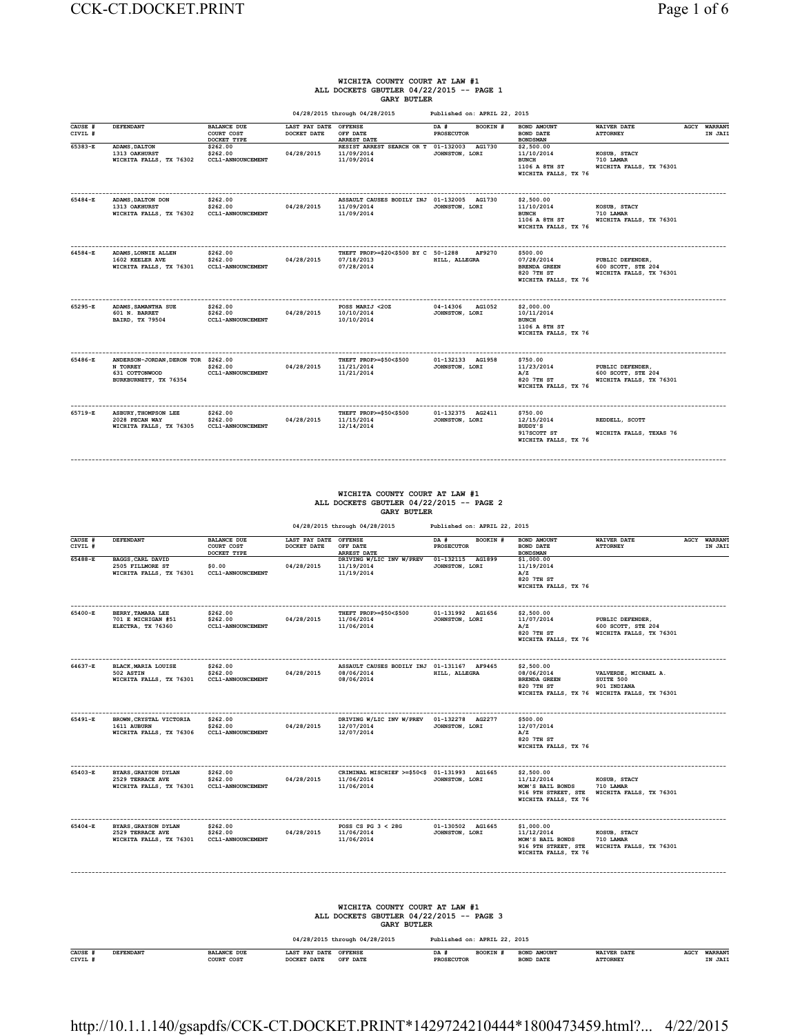# WICHITA COUNTY COURT AT LAW #1
## ALL DOCKETS GBUTLER 04/22/2015 -- PAGE 1
### GARY BUTLER

04/28/2015 through 04/28/2015 Published on: APRIL 22, 2015

| CAUSE # / CIVIL # | DEFENDANT | BALANCE DUE / COURT COST / DOCKET TYPE | LAST PAY DATE / DOCKET DATE | OFFENSE / OFF DATE / ARREST DATE | DA # / PROSECUTOR | BOOKIN # | BOND AMOUNT / BOND DATE / BONDSMAN | WAIVER DATE / ATTORNEY | AGCY | WARRANT IN JAIL |
|---|---|---|---|---|---|---|---|---|---|---|
| 65383-E | ADAMS,DALTON<br>1313 OAKHURST<br>WICHITA FALLS, TX 76302 | $262.00<br>$262.00<br>CCL1-ANNOUNCEMENT | 04/28/2015 | RESIST ARREST SEARCH OR T<br>11/09/2014<br>11/09/2014 | 01-132003<br>JOHNSTON, LORI | AG1730 | $2,500.00<br>11/10/2014<br>BUNCH<br>1106 A 8TH ST<br>WICHITA FALLS, TX 76 | KOSUB, STACY<br>710 LAMAR<br>WICHITA FALLS, TX 76301 | | |
| 65484-E | ADAMS,DALTON DON<br>1313 OAKHURST<br>WICHITA FALLS, TX 76302 | $262.00<br>$262.00<br>CCL1-ANNOUNCEMENT | 04/28/2015 | ASSAULT CAUSES BODILY INJ<br>11/09/2014<br>11/09/2014 | 01-132005<br>JOHNSTON, LORI | AG1730 | $2,500.00<br>11/10/2014<br>BUNCH<br>1106 A 8TH ST<br>WICHITA FALLS, TX 76 | KOSUB, STACY<br>710 LAMAR<br>WICHITA FALLS, TX 76301 | | |
| 64584-E | ADAMS,LONNIE ALLEN<br>1602 KEELER AVE<br>WICHITA FALLS, TX 76301 | $262.00<br>$262.00<br>CCL1-ANNOUNCEMENT | 04/28/2015 | THEFT PROP>=$20<$500 BY C<br>07/18/2013<br>07/28/2014 | 50-1288<br>HILL, ALLEGRA | AF9270 | $500.00<br>07/28/2014<br>BRENDA GREEN<br>820 7TH ST<br>WICHITA FALLS, TX 76 | PUBLIC DEFENDER,<br>600 SCOTT, STE 204<br>WICHITA FALLS, TX 76301 | | |
| 65295-E | ADAMS,SAMANTHA SUE<br>601 N. BARRET<br>BAIRD, TX 79504 | $262.00<br>$262.00<br>CCL1-ANNOUNCEMENT | 04/28/2015 | POSS MARIJ <2OZ<br>10/10/2014<br>10/10/2014 | 04-14306<br>JOHNSTON, LORI | AG1052 | $2,000.00<br>10/11/2014<br>BUNCH<br>1106 A 8TH ST<br>WICHITA FALLS, TX 76 | | | |
| 65486-E | ANDERSON-JORDAN,DERON TOR<br>N TORREY<br>631 COTTONWOOD<br>BURKBURNETT, TX 76354 | $262.00<br>$262.00<br>CCL1-ANNOUNCEMENT | 04/28/2015 | THEFT PROP>=$50<$500<br>11/21/2014<br>11/21/2014 | 01-132133<br>JOHNSTON, LORI | AG1958 | $750.00<br>11/23/2014<br>A/Z<br>820 7TH ST<br>WICHITA FALLS, TX 76 | PUBLIC DEFENDER,<br>600 SCOTT, STE 204<br>WICHITA FALLS, TX 76301 | | |
| 65719-E | ASBURY,THOMPSON LEE<br>2028 PECAN WAY<br>WICHITA FALLS, TX 76305 | $262.00<br>$262.00<br>CCL1-ANNOUNCEMENT | 04/28/2015 | THEFT PROP>=$50<$500<br>11/15/2014<br>12/14/2014 | 01-132375<br>JOHNSTON, LORI | AG2411 | $750.00<br>12/15/2014<br>BUDDY'S<br>917SCOTT ST<br>WICHITA FALLS, TX 76 | REDDELL, SCOTT<br><br>WICHITA FALLS, TEXAS 76 | | |

# WICHITA COUNTY COURT AT LAW #1
## ALL DOCKETS GBUTLER 04/22/2015 -- PAGE 2
### GARY BUTLER

04/28/2015 through 04/28/2015 Published on: APRIL 22, 2015

| CAUSE # / CIVIL # | DEFENDANT | BALANCE DUE / COURT COST / DOCKET TYPE | LAST PAY DATE / DOCKET DATE | OFFENSE / OFF DATE / ARREST DATE | DA # / PROSECUTOR | BOOKIN # | BOND AMOUNT / BOND DATE / BONDSMAN | WAIVER DATE / ATTORNEY | AGCY | WARRANT IN JAIL |
|---|---|---|---|---|---|---|---|---|---|---|
| 65488-E | BAGGS,CARL DAVID<br>2505 FILLMORE ST<br>WICHITA FALLS, TX 76301 | <br>$0.00<br>CCL1-ANNOUNCEMENT | 04/28/2015 | DRIVING W/LIC INV W/PREV<br>11/19/2014<br>11/19/2014 | 01-132115<br>JOHNSTON, LORI | AG1899 | $1,000.00<br>11/19/2014<br>A/Z<br>820 7TH ST<br>WICHITA FALLS, TX 76 | | | |
| 65400-E | BERRY,TAMARA LEE<br>701 E MICHIGAN #51<br>ELECTRA, TX 76360 | $262.00<br>$262.00<br>CCL1-ANNOUNCEMENT | 04/28/2015 | THEFT PROP>=$50<$500<br>11/06/2014<br>11/06/2014 | 01-131992<br>JOHNSTON, LORI | AG1656 | $2,500.00<br>11/07/2014<br>A/Z<br>820 7TH ST<br>WICHITA FALLS, TX 76 | PUBLIC DEFENDER,<br>600 SCOTT, STE 204<br>WICHITA FALLS, TX 76301 | | |
| 64637-E | BLACK,MARIA LOUISE<br>502 ASTIN<br>WICHITA FALLS, TX 76301 | $262.00<br>$262.00<br>CCL1-ANNOUNCEMENT | 04/28/2015 | ASSAULT CAUSES BODILY INJ<br>08/06/2014<br>08/06/2014 | 01-131167<br>HILL, ALLEGRA | AF9465 | $2,500.00<br>08/06/2014<br>BRENDA GREEN<br>820 7TH ST<br>WICHITA FALLS, TX 76 | VALVERDE, MICHAEL A.<br>SUITE 500<br>901 INDIANA<br>WICHITA FALLS, TX 76301 | | |
| 65491-E | BROWN,CRYSTAL VICTORIA<br>1611 AUBURN<br>WICHITA FALLS, TX 76306 | $262.00<br>$262.00<br>CCL1-ANNOUNCEMENT | 04/28/2015 | DRIVING W/LIC INV W/PREV<br>12/07/2014<br>12/07/2014 | 01-132278<br>JOHNSTON, LORI | AG2277 | $500.00<br>12/07/2014<br>A/Z<br>820 7TH ST<br>WICHITA FALLS, TX 76 | | | |
| 65403-E | BYARS,GRAYSON DYLAN<br>2529 TERRACE AVE<br>WICHITA FALLS, TX 76301 | $262.00<br>$262.00<br>CCL1-ANNOUNCEMENT | 04/28/2015 | CRIMINAL MISCHIEF >=$50<$<br>11/06/2014<br>11/06/2014 | 01-131993<br>JOHNSTON, LORI | AG1665 | $2,500.00<br>11/12/2014<br>MOM'S BAIL BONDS<br>916 9TH STREET, STE<br>WICHITA FALLS, TX 76 | KOSUB, STACY<br>710 LAMAR<br>WICHITA FALLS, TX 76301 | | |
| 65404-E | BYARS,GRAYSON DYLAN<br>2529 TERRACE AVE<br>WICHITA FALLS, TX 76301 | $262.00<br>$262.00<br>CCL1-ANNOUNCEMENT | 04/28/2015 | POSS CS PG 3 < 28G<br>11/06/2014<br>11/06/2014 | 01-130502<br>JOHNSTON, LORI | AG1665 | $1,000.00<br>11/12/2014<br>MOM'S BAIL BONDS<br>916 9TH STREET, STE<br>WICHITA FALLS, TX 76 | KOSUB, STACY<br>710 LAMAR<br>WICHITA FALLS, TX 76301 | | |

# WICHITA COUNTY COURT AT LAW #1
## ALL DOCKETS GBUTLER 04/22/2015 -- PAGE 3
### GARY BUTLER

04/28/2015 through 04/28/2015 Published on: APRIL 22, 2015

| CAUSE # / CIVIL # | DEFENDANT | BALANCE DUE / COURT COST | LAST PAY DATE / DOCKET DATE | OFFENSE / OFF DATE | DA # / PROSECUTOR | BOOKIN # | BOND AMOUNT / BOND DATE | WAIVER DATE / ATTORNEY | AGCY | WARRANT IN JAIL |
|---|---|---|---|---|---|---|---|---|---|---|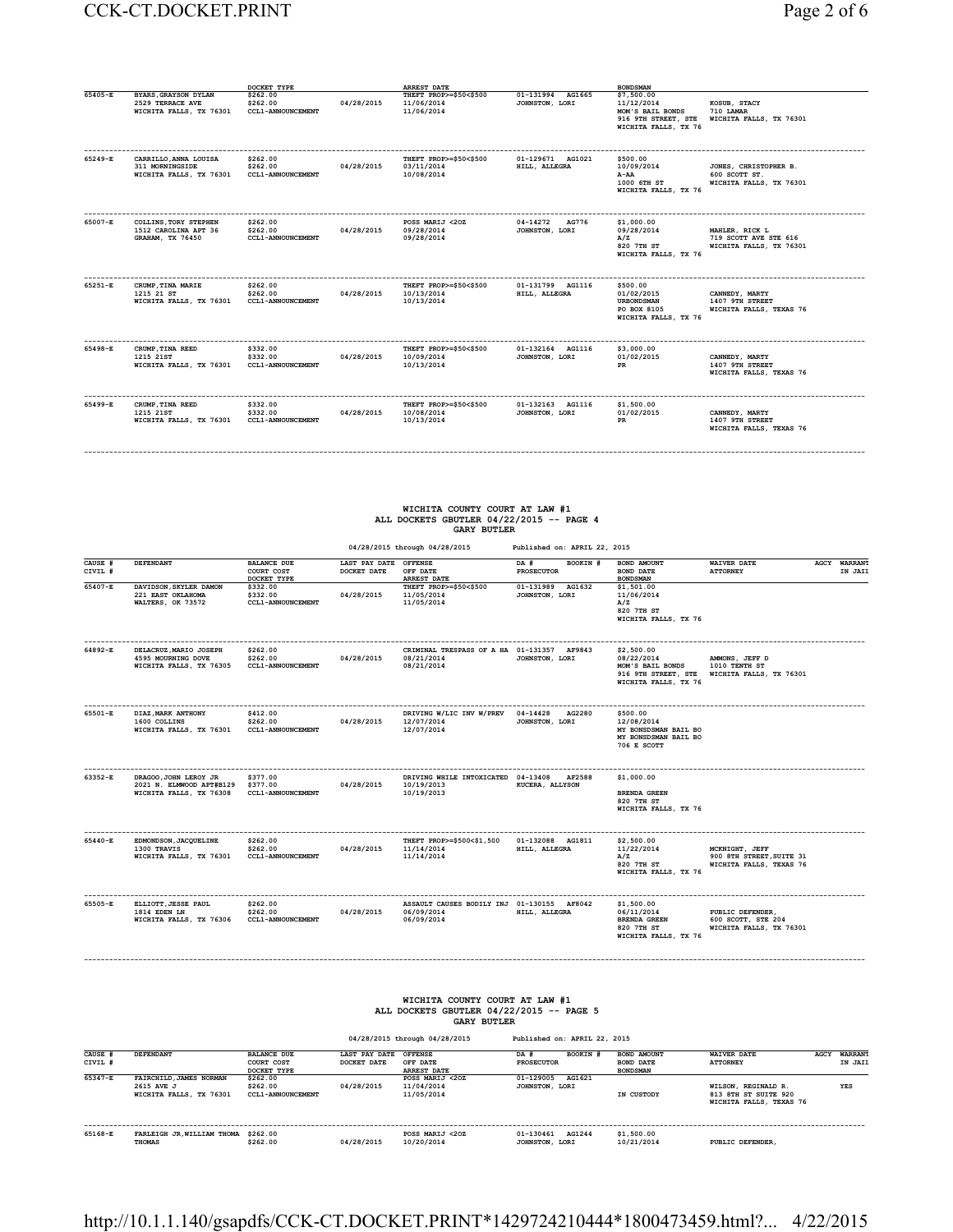| CAUSE # CIVIL # | DEFENDANT | BALANCE DUE COURT COST DOCKET TYPE | LAST PAY DATE DOCKET DATE | OFFENSE OFF DATE ARREST DATE | DA # BOOKIN # PROSECUTOR | BOND AMOUNT BOND DATE BONDSMAN | WAIVER DATE ATTORNEY | AGCY | WARRANT IN JAIL |
|---|---|---|---|---|---|---|---|---|---|
| 65405-E | BYARS, GRAYSON DYLAN 2529 TERRACE AVE WICHITA FALLS, TX 76301 | $262.00 $262.00 CCL1-ANNOUNCEMENT | 04/28/2015 | THEFT PROP>=$50<$500 11/06/2014 11/06/2014 | 01-131994 AG1665 JOHNSTON, LORI | $7,500.00 11/12/2014 MOM'S BAIL BONDS 916 9TH STREET, STE WICHITA FALLS, TX 76 | KOSUB, STACY 710 LAMAR WICHITA FALLS, TX 76301 | | |
| 65249-E | CARRILLO, ANNA LOUISA 311 MORNINGSIDE WICHITA FALLS, TX 76301 | $262.00 $262.00 CCL1-ANNOUNCEMENT | 04/28/2015 | THEFT PROP>=$50<$500 03/11/2014 10/08/2014 | 01-129671 AG1021 HILL, ALLEGRA | $500.00 10/09/2014 A-AA 1000 6TH ST WICHITA FALLS, TX 76 | JONES, CHRISTOPHER B. 600 SCOTT ST. WICHITA FALLS, TX 76301 | | |
| 65007-E | COLLINS, TORY STEPHEN 1512 CAROLINA APT 36 GRAHAM, TX 76450 | $262.00 $262.00 CCL1-ANNOUNCEMENT | 04/28/2015 | POSS MARIJ <2OZ 09/28/2014 09/28/2014 | 04-14272 AG776 JOHNSTON, LORI | $1,000.00 09/28/2014 A/Z 820 7TH ST WICHITA FALLS, TX 76 | MAHLER, RICK L 719 SCOTT AVE STE 616 WICHITA FALLS, TX 76301 | | |
| 65251-E | CRUMP, TINA MARIE 1215 21 ST WICHITA FALLS, TX 76301 | $262.00 $262.00 CCL1-ANNOUNCEMENT | 04/28/2015 | THEFT PROP>=$50<$500 10/13/2014 10/13/2014 | 01-131799 AG1116 HILL, ALLEGRA | $500.00 01/02/2015 URBONDSMAN PO BOX 8105 WICHITA FALLS, TX 76 | CANNEDY, MARTY 1407 9TH STREET WICHITA FALLS, TEXAS 76 | | |
| 65498-E | CRUMP, TINA REED 1215 21ST WICHITA FALLS, TX 76301 | $332.00 $332.00 CCL1-ANNOUNCEMENT | 04/28/2015 | THEFT PROP>=$50<$500 10/09/2014 10/13/2014 | 01-132164 AG1116 JOHNSTON, LORI | $3,000.00 01/02/2015 PR | CANNEDY, MARTY 1407 9TH STREET WICHITA FALLS, TEXAS 76 | | |
| 65499-E | CRUMP, TINA REED 1215 21ST WICHITA FALLS, TX 76301 | $332.00 $332.00 CCL1-ANNOUNCEMENT | 04/28/2015 | THEFT PROP>=$50<$500 10/08/2014 10/13/2014 | 01-132163 AG1116 JOHNSTON, LORI | $1,500.00 01/02/2015 PR | CANNEDY, MARTY 1407 9TH STREET WICHITA FALLS, TEXAS 76 | | |

## WICHITA COUNTY COURT AT LAW #1
## ALL DOCKETS GBUTLER 04/22/2015 -- PAGE 4
## GARY BUTLER

04/28/2015 through 04/28/2015 Published on: APRIL 22, 2015

| CAUSE # CIVIL # | DEFENDANT | BALANCE DUE COURT COST DOCKET TYPE | LAST PAY DATE DOCKET DATE | OFFENSE OFF DATE ARREST DATE | DA # BOOKIN # PROSECUTOR | BOND AMOUNT BOND DATE BONDSMAN | WAIVER DATE ATTORNEY | AGCY | WARRANT IN JAIL |
|---|---|---|---|---|---|---|---|---|---|
| 65407-E | DAVIDSON, SKYLER DAMON 221 EAST OKLAHOMA WALTERS, OK 73572 | $332.00 $332.00 CCL1-ANNOUNCEMENT | 04/28/2015 | THEFT PROP>=$50<$500 11/05/2014 11/05/2014 | 01-131989 AG1632 JOHNSTON, LORI | $1,501.00 11/06/2014 A/Z 820 7TH ST WICHITA FALLS, TX 76 | | | |
| 64892-E | DELACRUZ, MARIO JOSEPH 4595 MOURNING DOVE WICHITA FALLS, TX 76305 | $262.00 $262.00 CCL1-ANNOUNCEMENT | 04/28/2015 | CRIMINAL TRESPASS OF A HA 08/21/2014 08/21/2014 | 01-131357 AF9843 JOHNSTON, LORI | $2,500.00 08/22/2014 MOM'S BAIL BONDS 916 9TH STREET, STE WICHITA FALLS, TX 76 | AMMONS, JEFF D 1010 TENTH ST WICHITA FALLS, TX 76301 | | |
| 65501-E | DIAZ, MARK ANTHONY 1600 COLLINS WICHITA FALLS, TX 76301 | $412.00 $262.00 CCL1-ANNOUNCEMENT | 04/28/2015 | DRIVING W/LIC INV W/PREV 12/07/2014 12/07/2014 | 04-14428 AG2280 JOHNSTON, LORI | $500.00 12/08/2014 MY BONSDSMAN BAIL BO MY BONSDSMAN BAIL BO 706 E SCOTT | | | |
| 63352-E | DRAGOO, JOHN LEROY JR 2021 N. ELMWOOD APT#B129 WICHITA FALLS, TX 76308 | $377.00 $377.00 CCL1-ANNOUNCEMENT | 04/28/2015 | DRIVING WHILE INTOXICATED 10/19/2013 10/19/2013 | 04-13408 AF2588 KUCERA, ALLYSON | $1,000.00 BRENDA GREEN 820 7TH ST WICHITA FALLS, TX 76 | | | |
| 65440-E | EDMONDSON, JACQUELINE 1300 TRAVIS WICHITA FALLS, TX 76301 | $262.00 $262.00 CCL1-ANNOUNCEMENT | 04/28/2015 | THEFT PROP>=$500<$1,500 11/14/2014 11/14/2014 | 01-132088 AG1811 HILL, ALLEGRA | $2,500.00 11/22/2014 A/Z 820 7TH ST WICHITA FALLS, TX 76 | MCKNIGHT, JEFF 900 8TH STREET, SUITE 31 WICHITA FALLS, TEXAS 76 | | |
| 65505-E | ELLIOTT, JESSE PAUL 1814 EDEN LN WICHITA FALLS, TX 76306 | $262.00 $262.00 CCL1-ANNOUNCEMENT | 04/28/2015 | ASSAULT CAUSES BODILY INJ 06/09/2014 06/09/2014 | 01-130155 AF8042 HILL, ALLEGRA | $1,500.00 06/11/2014 BRENDA GREEN 820 7TH ST WICHITA FALLS, TX 76 | PUBLIC DEFENDER, 600 SCOTT, STE 204 WICHITA FALLS, TX 76301 | | |

## WICHITA COUNTY COURT AT LAW #1
## ALL DOCKETS GBUTLER 04/22/2015 -- PAGE 5
## GARY BUTLER

04/28/2015 through 04/28/2015 Published on: APRIL 22, 2015

| CAUSE # CIVIL # | DEFENDANT | BALANCE DUE COURT COST DOCKET TYPE | LAST PAY DATE DOCKET DATE | OFFENSE OFF DATE ARREST DATE | DA # BOOKIN # PROSECUTOR | BOND AMOUNT BOND DATE BONDSMAN | WAIVER DATE ATTORNEY | AGCY | WARRANT IN JAIL |
|---|---|---|---|---|---|---|---|---|---|
| 65347-E | FAIRCHILD, JAMES NORMAN 2615 AVE J WICHITA FALLS, TX 76301 | $262.00 $262.00 CCL1-ANNOUNCEMENT | 04/28/2015 | POSS MARIJ <2OZ 11/04/2014 11/05/2014 | 01-129005 AG1621 JOHNSTON, LORI | IN CUSTODY | WILSON, REGINALD R. 813 8TH ST SUITE 920 WICHITA FALLS, TEXAS 76 | | YES |
| 65168-E | FARLEIGH JR, WILLIAM THOMA THOMAS | $262.00 $262.00 | 04/28/2015 | POSS MARIJ <2OZ 10/20/2014 | 01-130461 AG1244 JOHNSTON, LORI | $1,500.00 10/21/2014 | PUBLIC DEFENDER, | | |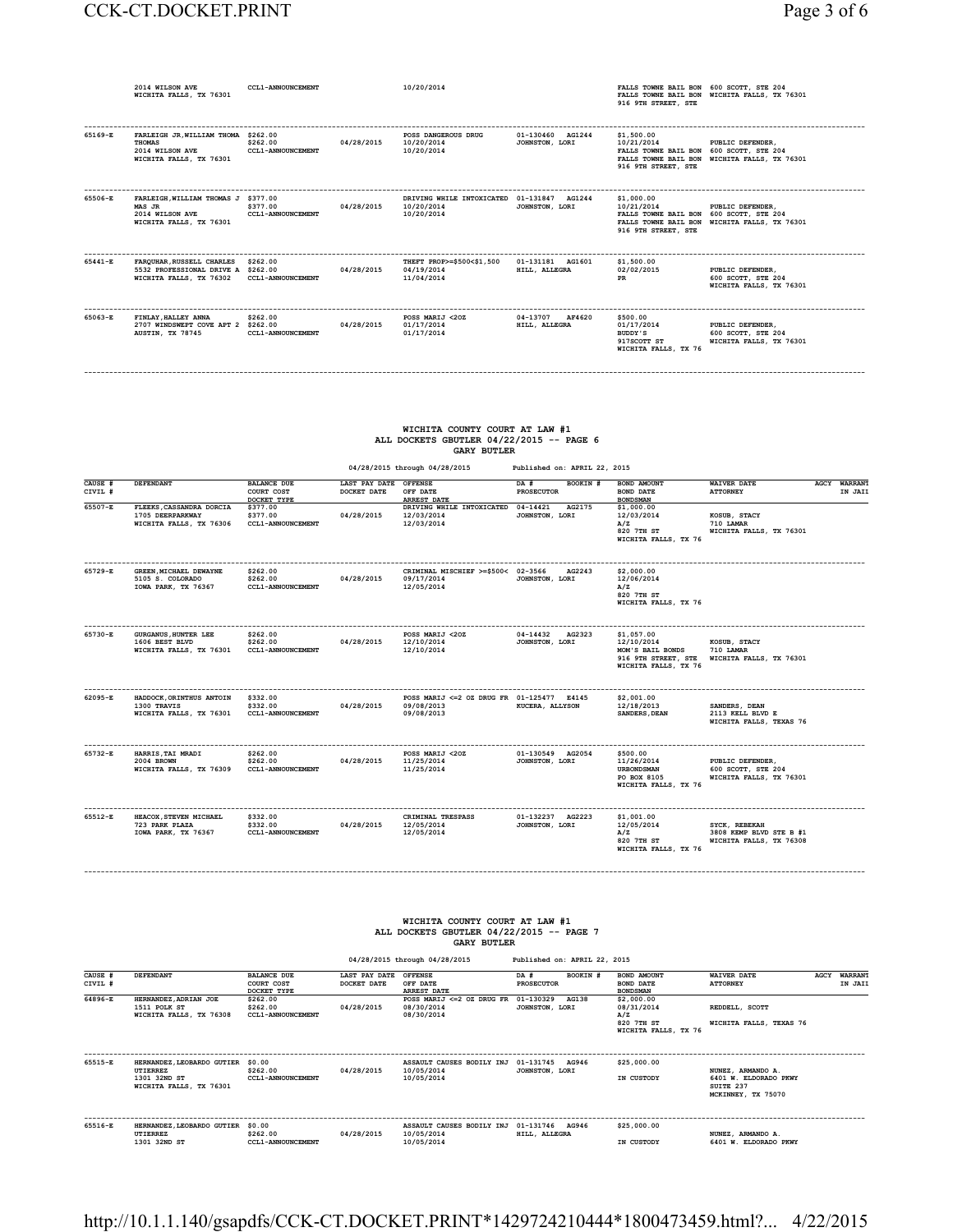| CAUSE # CIVIL # | DEFENDANT | BALANCE DUE COURT COST DOCKET TYPE | LAST PAY DATE DOCKET DATE | OFFENSE OFF DATE ARREST DATE | DA # PROSECUTOR | BOOKIN # | BOND AMOUNT BOND DATE BONDSMAN | WAIVER DATE ATTORNEY | AGCY | WARRANT IN JAIL |
|---|---|---|---|---|---|---|---|---|---|---|
| | 2014 WILSON AVE WICHITA FALLS, TX 76301 | CCL1-ANNOUNCEMENT | | 10/20/2014 | | | FALLS TOWNE BAIL BON FALLS TOWNE BAIL BON 916 9TH STREET, STE | 600 SCOTT, STE 204 WICHITA FALLS, TX 76301 | | |
| 65169-E | FARLEIGH JR,WILLIAM THOMA THOMAS 2014 WILSON AVE WICHITA FALLS, TX 76301 | $262.00 $262.00 CCL1-ANNOUNCEMENT | 04/28/2015 | POSS DANGEROUS DRUG 10/20/2014 10/20/2014 | 01-130460 JOHNSTON, LORI | AG1244 | $1,500.00 10/21/2014 FALLS TOWNE BAIL BON FALLS TOWNE BAIL BON 916 9TH STREET, STE | PUBLIC DEFENDER, 600 SCOTT, STE 204 WICHITA FALLS, TX 76301 | | |
| 65506-E | FARLEIGH,WILLIAM THOMAS J MAS JR 2014 WILSON AVE WICHITA FALLS, TX 76301 | $377.00 $377.00 CCL1-ANNOUNCEMENT | 04/28/2015 | DRIVING WHILE INTOXICATED 10/20/2014 10/20/2014 | 01-131847 JOHNSTON, LORI | AG1244 | $1,000.00 10/21/2014 FALLS TOWNE BAIL BON FALLS TOWNE BAIL BON 916 9TH STREET, STE | PUBLIC DEFENDER, 600 SCOTT, STE 204 WICHITA FALLS, TX 76301 | | |
| 65441-E | FARQUHAR,RUSSELL CHARLES 5532 PROFESSIONAL DRIVE A WICHITA FALLS, TX 76302 | $262.00 $262.00 CCL1-ANNOUNCEMENT | 04/28/2015 | THEFT PROP>=$500<$1,500 04/19/2014 11/04/2014 | 01-131181 HILL, ALLEGRA | AG1601 | $1,500.00 02/02/2015 PR | PUBLIC DEFENDER, 600 SCOTT, STE 204 WICHITA FALLS, TX 76301 | | |
| 65063-E | FINLAY,HALLEY ANNA 2707 WINDSWEPT COVE APT 2 AUSTIN, TX 78745 | $262.00 $262.00 CCL1-ANNOUNCEMENT | 04/28/2015 | POSS MARIJ <2OZ 01/17/2014 01/17/2014 | 04-13707 HILL, ALLEGRA | AF4620 | $500.00 01/17/2014 BUDDY'S 917SCOTT ST WICHITA FALLS, TX 76 | PUBLIC DEFENDER, 600 SCOTT, STE 204 WICHITA FALLS, TX 76301 | | |

## WICHITA COUNTY COURT AT LAW #1
## ALL DOCKETS GBUTLER 04/22/2015 -- PAGE 6
## GARY BUTLER

04/28/2015 through 04/28/2015 Published on: APRIL 22, 2015

| CAUSE # CIVIL # | DEFENDANT | BALANCE DUE COURT COST DOCKET TYPE | LAST PAY DATE DOCKET DATE | OFFENSE OFF DATE ARREST DATE | DA # PROSECUTOR | BOOKIN # | BOND AMOUNT BOND DATE BONDSMAN | WAIVER DATE ATTORNEY | AGCY | WARRANT IN JAIL |
|---|---|---|---|---|---|---|---|---|---|---|
| 65507-E | FLEEKS,CASSANDRA DORCIA 1705 DEERPARKWAY WICHITA FALLS, TX 76306 | $377.00 $377.00 CCL1-ANNOUNCEMENT | 04/28/2015 | DRIVING WHILE INTOXICATED 12/03/2014 12/03/2014 | 04-14421 JOHNSTON, LORI | AG2175 | $1,000.00 12/03/2014 A/Z 820 7TH ST WICHITA FALLS, TX 76 | KOSUB, STACY 710 LAMAR WICHITA FALLS, TX 76301 | | |
| 65729-E | GREEN,MICHAEL DEWAYNE 5105 S. COLORADO IOWA PARK, TX 76367 | $262.00 $262.00 CCL1-ANNOUNCEMENT | 04/28/2015 | CRIMINAL MISCHIEF >=$500< 09/17/2014 12/05/2014 | 02-3566 JOHNSTON, LORI | AG2243 | $2,000.00 12/06/2014 A/Z 820 7TH ST WICHITA FALLS, TX 76 | | | |
| 65730-E | GURGANUS,HUNTER LEE 1606 BEST BLVD WICHITA FALLS, TX 76301 | $262.00 $262.00 CCL1-ANNOUNCEMENT | 04/28/2015 | POSS MARIJ <2OZ 12/10/2014 12/10/2014 | 04-14432 JOHNSTON, LORI | AG2323 | $1,057.00 12/10/2014 MOM'S BAIL BONDS 916 9TH STREET, STE WICHITA FALLS, TX 76 | KOSUB, STACY 710 LAMAR WICHITA FALLS, TX 76301 | | |
| 62095-E | HADDOCK,ORINTHUS ANTOIN 1300 TRAVIS WICHITA FALLS, TX 76301 | $332.00 $332.00 CCL1-ANNOUNCEMENT | 04/28/2015 | POSS MARIJ <=2 OZ DRUG FR 09/08/2013 09/08/2013 | 01-125477 KUCERA, ALLYSON | E4145 | $2,001.00 12/18/2013 SANDERS,DEAN | SANDERS, DEAN 2113 KELL BLVD E WICHITA FALLS, TEXAS 76 | | |
| 65732-E | HARRIS,TAI MRADI 2004 BROWN WICHITA FALLS, TX 76309 | $262.00 $262.00 CCL1-ANNOUNCEMENT | 04/28/2015 | POSS MARIJ <2OZ 11/25/2014 11/25/2014 | 01-130549 JOHNSTON, LORI | AG2054 | $500.00 11/26/2014 URBONDSMAN PO BOX 8105 WICHITA FALLS, TX 76 | PUBLIC DEFENDER, 600 SCOTT, STE 204 WICHITA FALLS, TX 76301 | | |
| 65512-E | HEACOX,STEVEN MICHAEL 723 PARK PLAZA IOWA PARK, TX 76367 | $332.00 $332.00 CCL1-ANNOUNCEMENT | 04/28/2015 | CRIMINAL TRESPASS 12/05/2014 12/05/2014 | 01-132237 JOHNSTON, LORI | AG2223 | $1,001.00 12/05/2014 A/Z 820 7TH ST WICHITA FALLS, TX 76 | SYCK, REBEKAH 3808 KEMP BLVD STE B #1 WICHITA FALLS, TX 76308 | | |

## WICHITA COUNTY COURT AT LAW #1
## ALL DOCKETS GBUTLER 04/22/2015 -- PAGE 7
## GARY BUTLER

04/28/2015 through 04/28/2015 Published on: APRIL 22, 2015

| CAUSE # CIVIL # | DEFENDANT | BALANCE DUE COURT COST DOCKET TYPE | LAST PAY DATE DOCKET DATE | OFFENSE OFF DATE ARREST DATE | DA # PROSECUTOR | BOOKIN # | BOND AMOUNT BOND DATE BONDSMAN | WAIVER DATE ATTORNEY | AGCY | WARRANT IN JAIL |
|---|---|---|---|---|---|---|---|---|---|---|
| 64896-E | HERNANDEZ,ADRIAN JOE 1511 POLK ST WICHITA FALLS, TX 76308 | $262.00 $262.00 CCL1-ANNOUNCEMENT | 04/28/2015 | POSS MARIJ <=2 OZ DRUG FR 08/30/2014 08/30/2014 | 01-130329 JOHNSTON, LORI | AG138 | $2,000.00 08/31/2014 A/Z 820 7TH ST WICHITA FALLS, TX 76 | REDDELL, SCOTT WICHITA FALLS, TEXAS 76 | | |
| 65515-E | HERNANDEZ,LEOBARDO GUTIER UTIERREZ 1301 32ND ST WICHITA FALLS, TX 76301 | $0.00 $262.00 CCL1-ANNOUNCEMENT | 04/28/2015 | ASSAULT CAUSES BODILY INJ 10/05/2014 10/05/2014 | 01-131745 JOHNSTON, LORI | AG946 | $25,000.00 IN CUSTODY | NUNEZ, ARMANDO A. 6401 W. ELDORADO PKWY SUITE 237 MCKINNEY, TX 75070 | | |
| 65516-E | HERNANDEZ,LEOBARDO GUTIER UTIERREZ 1301 32ND ST | $0.00 $262.00 CCL1-ANNOUNCEMENT | 04/28/2015 | ASSAULT CAUSES BODILY INJ 10/05/2014 10/05/2014 | 01-131746 HILL, ALLEGRA | AG946 | $25,000.00 IN CUSTODY | NUNEZ, ARMANDO A. 6401 W. ELDORADO PKWY | | |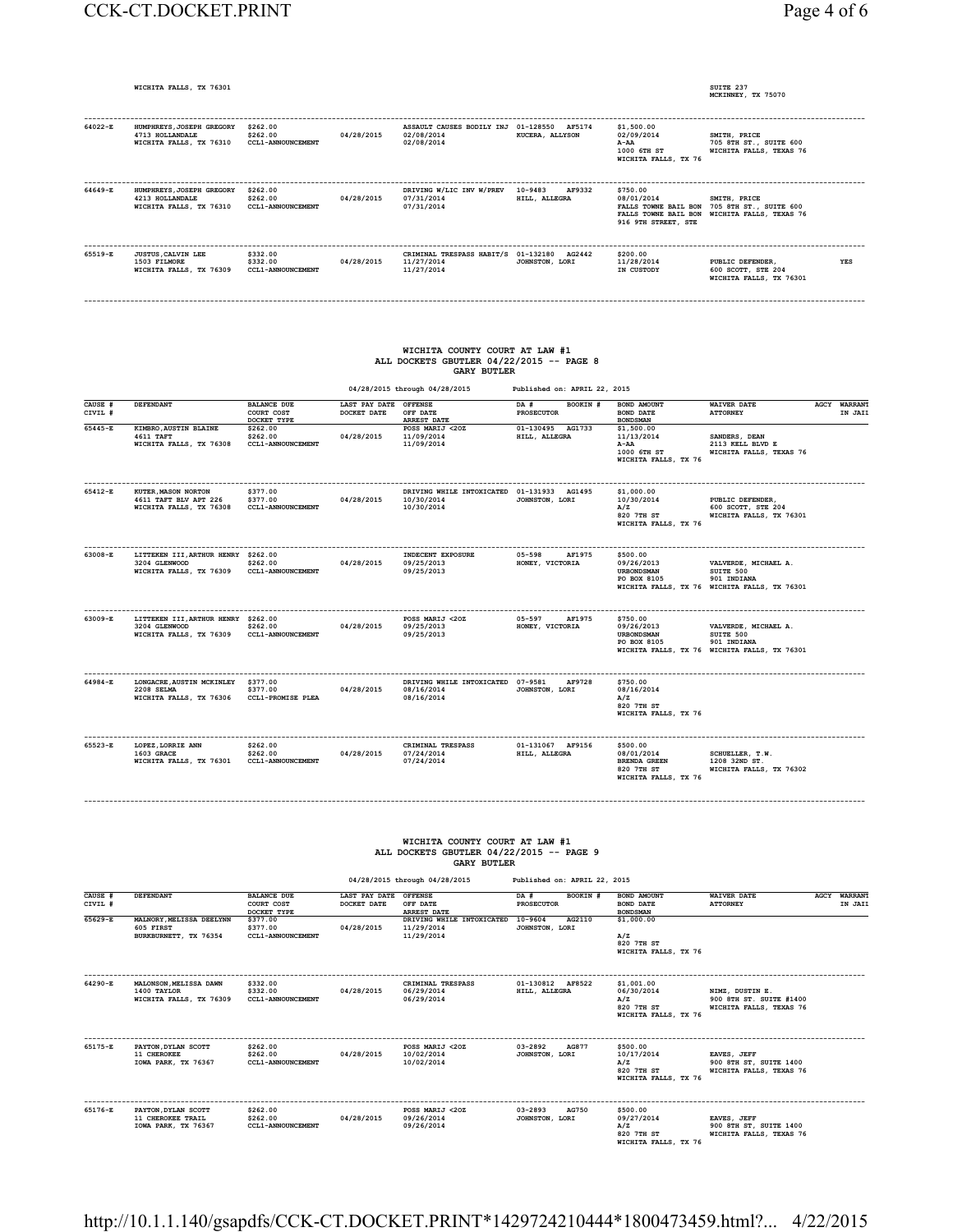WICHITA FALLS, TX 76301 | SUITE 237 MCKINNEY, TX 75070

| CAUSE # | DEFENDANT | BALANCE DUE / COURT COST / DOCKET TYPE | LAST PAY DATE / DOCKET DATE | OFFENSE / OFF DATE / ARREST DATE | DA # / BOOKIN # / PROSECUTOR | BOND AMOUNT / BOND DATE / BONDSMAN | WAIVER DATE / ATTORNEY | AGCY | WARRANT IN JAIL |
|---|---|---|---|---|---|---|---|---|---|
| 64022-E | HUMPHREYS,JOSEPH GREGORY 4713 HOLLANDALE WICHITA FALLS, TX 76310 | $262.00 $262.00 CCL1-ANNOUNCEMENT | 04/28/2015 | ASSAULT CAUSES BODILY INJ 02/08/2014 02/08/2014 | 01-128550 AF5174 KUCERA, ALLYSON | $1,500.00 02/09/2014 A-AA 1000 6TH ST WICHITA FALLS, TX 76 | SMITH, PRICE 705 8TH ST., SUITE 600 WICHITA FALLS, TEXAS 76 | | |
| 64649-E | HUMPHREYS,JOSEPH GREGORY 4213 HOLLANDALE WICHITA FALLS, TX 76310 | $262.00 $262.00 CCL1-ANNOUNCEMENT | 04/28/2015 | DRIVING W/LIC INV W/PREV 07/31/2014 07/31/2014 | 10-9483 AF9332 HILL, ALLEGRA | $750.00 08/01/2014 FALLS TOWNE BAIL BON FALLS TOWNE BAIL BON 916 9TH STREET, STE | SMITH, PRICE 705 8TH ST., SUITE 600 WICHITA FALLS, TEXAS 76 | | |
| 65519-E | JUSTUS,CALVIN LEE 1503 FILMORE WICHITA FALLS, TX 76309 | $332.00 $332.00 CCL1-ANNOUNCEMENT | 04/28/2015 | CRIMINAL TRESPASS HABIT/S 11/27/2014 11/27/2014 | 01-132180 AG2442 JOHNSTON, LORI | $200.00 11/28/2014 IN CUSTODY | PUBLIC DEFENDER, 600 SCOTT, STE 204 WICHITA FALLS, TX 76301 | | YES |

## WICHITA COUNTY COURT AT LAW #1
## ALL DOCKETS GBUTLER 04/22/2015 -- PAGE 8
## GARY BUTLER

04/28/2015 through 04/28/2015 Published on: APRIL 22, 2015

| CAUSE # CIVIL # | DEFENDANT | BALANCE DUE / COURT COST / DOCKET TYPE | LAST PAY DATE / DOCKET DATE | OFFENSE / OFF DATE / ARREST DATE | DA # / BOOKIN # / PROSECUTOR | BOND AMOUNT / BOND DATE / BONDSMAN | WAIVER DATE / ATTORNEY | AGCY | WARRANT IN JAIL |
|---|---|---|---|---|---|---|---|---|---|
| 65445-E | KIMBRO,AUSTIN BLAINE 4611 TAFT WICHITA FALLS, TX 76308 | $262.00 $262.00 CCL1-ANNOUNCEMENT | 04/28/2015 | POSS MARIJ <2OZ 11/09/2014 11/09/2014 | 01-130495 AG1733 HILL, ALLEGRA | $1,500.00 11/13/2014 A-AA 1000 6TH ST WICHITA FALLS, TX 76 | SANDERS, DEAN 2113 KELL BLVD E WICHITA FALLS, TEXAS 76 | | |
| 65412-E | KUTER,MASON NORTON 4611 TAFT BLV APT 226 WICHITA FALLS, TX 76308 | $377.00 $377.00 CCL1-ANNOUNCEMENT | 04/28/2015 | DRIVING WHILE INTOXICATED 10/30/2014 10/30/2014 | 01-131933 AG1495 JOHNSTON, LORI | $1,000.00 10/30/2014 A/Z 820 7TH ST WICHITA FALLS, TX 76 | PUBLIC DEFENDER, 600 SCOTT, STE 204 WICHITA FALLS, TX 76301 | | |
| 63008-E | LITTEKEN III,ARTHUR HENRY 3204 GLENWOOD WICHITA FALLS, TX 76309 | $262.00 $262.00 CCL1-ANNOUNCEMENT | 04/28/2015 | INDECENT EXPOSURE 09/25/2013 09/25/2013 | 05-598 AF1975 HONEY, VICTORIA | $500.00 09/26/2013 URBONDSMAN PO BOX 8105 WICHITA FALLS, TX 76 | VALVERDE, MICHAEL A. SUITE 500 901 INDIANA WICHITA FALLS, TX 76301 | | |
| 63009-E | LITTEKEN III,ARTHUR HENRY 3204 GLENWOOD WICHITA FALLS, TX 76309 | $262.00 $262.00 CCL1-ANNOUNCEMENT | 04/28/2015 | POSS MARIJ <2OZ 09/25/2013 09/25/2013 | 05-597 AF1975 HONEY, VICTORIA | $750.00 09/26/2013 URBONDSMAN PO BOX 8105 WICHITA FALLS, TX 76 | VALVERDE, MICHAEL A. SUITE 500 901 INDIANA WICHITA FALLS, TX 76301 | | |
| 64984-E | LONGACRE,AUSTIN MCKINLEY 2208 SELMA WICHITA FALLS, TX 76306 | $377.00 $377.00 CCL1-PROMISE PLEA | 04/28/2015 | DRIVING WHILE INTOXICATED 08/16/2014 08/16/2014 | 07-9581 AF9728 JOHNSTON, LORI | $750.00 08/16/2014 A/Z 820 7TH ST WICHITA FALLS, TX 76 | | | |
| 65523-E | LOPEZ,LORRIE ANN 1603 GRACE WICHITA FALLS, TX 76301 | $262.00 $262.00 CCL1-ANNOUNCEMENT | 04/28/2015 | CRIMINAL TRESPASS 07/24/2014 07/24/2014 | 01-131067 AF9156 HILL, ALLEGRA | $500.00 08/01/2014 BRENDA GREEN 820 7TH ST WICHITA FALLS, TX 76 | SCHUELLER, T.W. 1208 32ND ST. WICHITA FALLS, TX 76302 | | |

## WICHITA COUNTY COURT AT LAW #1
## ALL DOCKETS GBUTLER 04/22/2015 -- PAGE 9
## GARY BUTLER

04/28/2015 through 04/28/2015 Published on: APRIL 22, 2015

| CAUSE # CIVIL # | DEFENDANT | BALANCE DUE / COURT COST / DOCKET TYPE | LAST PAY DATE / DOCKET DATE | OFFENSE / OFF DATE / ARREST DATE | DA # / BOOKIN # / PROSECUTOR | BOND AMOUNT / BOND DATE / BONDSMAN | WAIVER DATE / ATTORNEY | AGCY | WARRANT IN JAIL |
|---|---|---|---|---|---|---|---|---|---|
| 65629-E | MALNORY,MELISSA DEELYNN 605 FIRST BURKBURNETT, TX 76354 | $377.00 $377.00 CCL1-ANNOUNCEMENT | 04/28/2015 | DRIVING WHILE INTOXICATED 11/29/2014 11/29/2014 | 10-9604 AG2110 JOHNSTON, LORI | $1,000.00 A/Z 820 7TH ST WICHITA FALLS, TX 76 | | | |
| 64290-E | MALONSON,MELISSA DAWN 1400 TAYLOR WICHITA FALLS, TX 76309 | $332.00 $332.00 CCL1-ANNOUNCEMENT | 04/28/2015 | CRIMINAL TRESPASS 06/29/2014 06/29/2014 | 01-130812 AF8522 HILL, ALLEGRA | $1,001.00 06/30/2014 A/Z 820 7TH ST WICHITA FALLS, TX 76 | NIMZ, DUSTIN E. 900 8TH ST. SUITE #1400 WICHITA FALLS, TEXAS 76 | | |
| 65175-E | PAYTON,DYLAN SCOTT 11 CHEROKEE IOWA PARK, TX 76367 | $262.00 $262.00 CCL1-ANNOUNCEMENT | 04/28/2015 | POSS MARIJ <2OZ 10/02/2014 10/02/2014 | 03-2892 AG877 JOHNSTON, LORI | $500.00 10/17/2014 A/Z 820 7TH ST WICHITA FALLS, TX 76 | EAVES, JEFF 900 8TH ST, SUITE 1400 WICHITA FALLS, TEXAS 76 | | |
| 65176-E | PAYTON,DYLAN SCOTT 11 CHEROKEE TRAIL IOWA PARK, TX 76367 | $262.00 $262.00 CCL1-ANNOUNCEMENT | 04/28/2015 | POSS MARIJ <2OZ 09/26/2014 09/26/2014 | 03-2893 AG750 JOHNSTON, LORI | $500.00 09/27/2014 A/Z 820 7TH ST WICHITA FALLS, TX 76 | EAVES, JEFF 900 8TH ST, SUITE 1400 WICHITA FALLS, TEXAS 76 | | |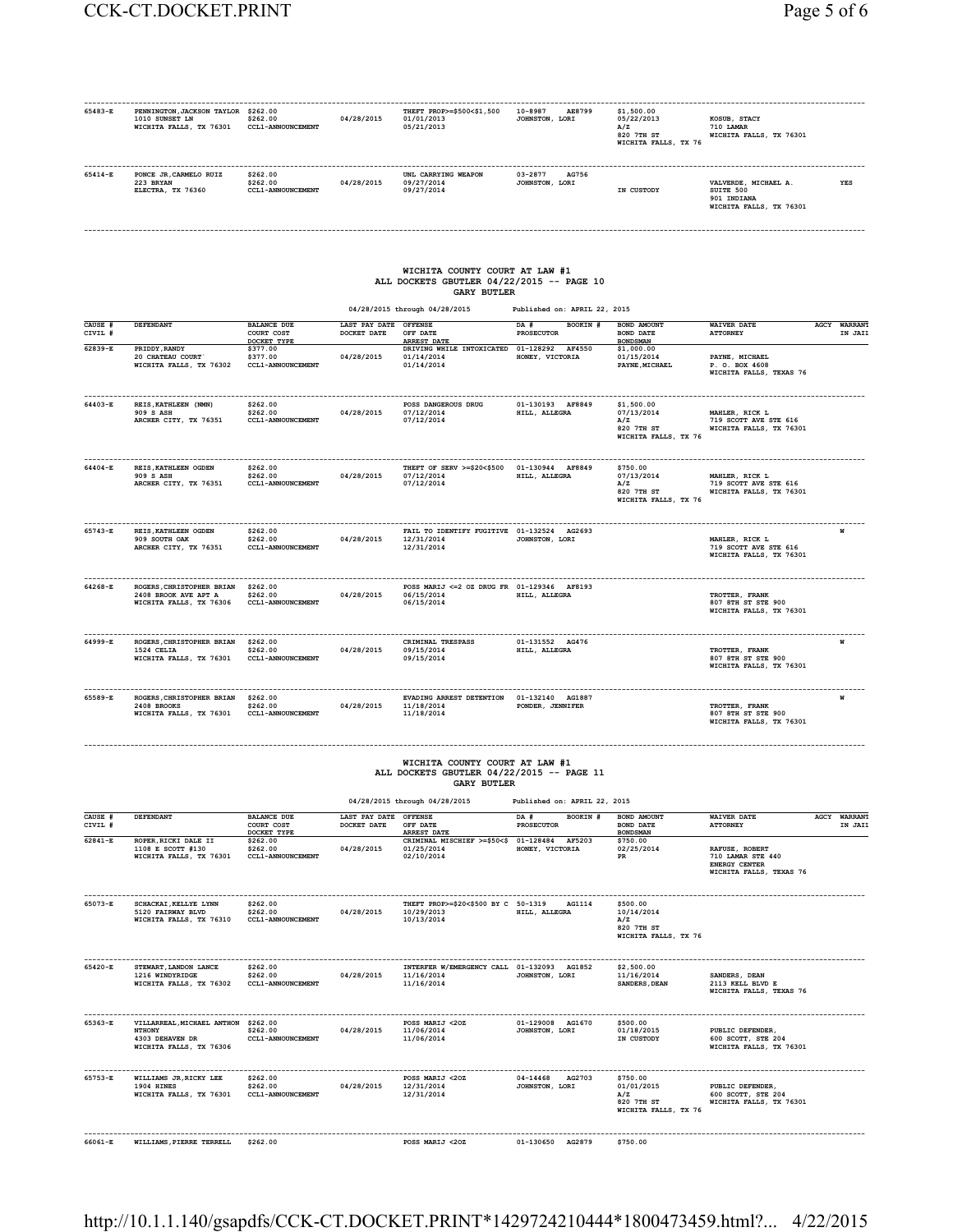| CAUSE # / CIVIL # | DEFENDANT | BALANCE DUE / COURT COST / DOCKET TYPE | LAST PAY DATE / DOCKET DATE | OFFENSE / OFF DATE / ARREST DATE | DA # / PROSECUTOR | BOOKIN # | BOND AMOUNT / BOND DATE / BONDSMAN | WAIVER DATE / ATTORNEY | AGCY | WARRANT / IN JAIL |
|---|---|---|---|---|---|---|---|---|---|---|
| 65483-E | PENNINGTON,JACKSON TAYLOR<br>1010 SUNSET LN<br>WICHITA FALLS, TX 76301 | $262.00<br>$262.00<br>CCL1-ANNOUNCEMENT | 04/28/2015 | THEFT PROP>=$500<$1,500<br>01/01/2013<br>05/21/2013 | 10-8987<br>JOHNSTON, LORI | AE8799 | $1,500.00<br>05/22/2013<br>A/Z<br>820 7TH ST<br>WICHITA FALLS, TX 76 | KOSUB, STACY<br>710 LAMAR<br>WICHITA FALLS, TX 76301 | | |
| 65414-E | PONCE JR,CARMELO RUIZ<br>223 BRYAN<br>ELECTRA, TX 76360 | $262.00<br>$262.00<br>CCL1-ANNOUNCEMENT | 04/28/2015 | UNL CARRYING WEAPON<br>09/27/2014<br>09/27/2014 | 03-2877<br>JOHNSTON, LORI | AG756 | IN CUSTODY | VALVERDE, MICHAEL A.<br>SUITE 500<br>901 INDIANA<br>WICHITA FALLS, TX 76301 | | YES |

## WICHITA COUNTY COURT AT LAW #1
## ALL DOCKETS GBUTLER 04/22/2015 -- PAGE 10
## GARY BUTLER

04/28/2015 through 04/28/2015 Published on: APRIL 22, 2015

| CAUSE # / CIVIL # | DEFENDANT | BALANCE DUE / COURT COST / DOCKET TYPE | LAST PAY DATE / DOCKET DATE | OFFENSE / OFF DATE / ARREST DATE | DA # / PROSECUTOR | BOOKIN # | BOND AMOUNT / BOND DATE / BONDSMAN | WAIVER DATE / ATTORNEY | AGCY | WARRANT / IN JAIL |
|---|---|---|---|---|---|---|---|---|---|---|
| 62839-E | PRIDDY,RANDY<br>20 CHATEAU COURT`<br>WICHITA FALLS, TX 76302 | $377.00<br>$377.00<br>CCL1-ANNOUNCEMENT | 04/28/2015 | DRIVING WHILE INTOXICATED<br>01/14/2014<br>01/14/2014 | 01-128292<br>HONEY, VICTORIA | AF4550 | $1,000.00<br>01/15/2014<br>PAYNE,MICHAEL | PAYNE, MICHAEL<br>P. O. BOX 4608<br>WICHITA FALLS, TEXAS 76 | | |
| 64403-E | REIS,KATHLEEN (NMN)<br>909 S ASH<br>ARCHER CITY, TX 76351 | $262.00<br>$262.00<br>CCL1-ANNOUNCEMENT | 04/28/2015 | POSS DANGEROUS DRUG<br>07/12/2014<br>07/12/2014 | 01-130193<br>HILL, ALLEGRA | AF8849 | $1,500.00<br>07/13/2014<br>A/Z<br>820 7TH ST<br>WICHITA FALLS, TX 76 | MAHLER, RICK L<br>719 SCOTT AVE STE 616<br>WICHITA FALLS, TX 76301 | | |
| 64404-E | REIS,KATHLEEN OGDEN<br>909 S ASH<br>ARCHER CITY, TX 76351 | $262.00<br>$262.00<br>CCL1-ANNOUNCEMENT | 04/28/2015 | THEFT OF SERV >=$20<$500<br>07/12/2014<br>07/12/2014 | 01-130944<br>HILL, ALLEGRA | AF8849 | $750.00<br>07/13/2014<br>A/Z<br>820 7TH ST<br>WICHITA FALLS, TX 76 | MAHLER, RICK L<br>719 SCOTT AVE STE 616<br>WICHITA FALLS, TX 76301 | | |
| 65743-E | REIS,KATHLEEN OGDEN<br>909 SOUTH OAK<br>ARCHER CITY, TX 76351 | $262.00<br>$262.00<br>CCL1-ANNOUNCEMENT | 04/28/2015 | FAIL TO IDENTIFY FUGITIVE<br>12/31/2014<br>12/31/2014 | 01-132524<br>JOHNSTON, LORI | AG2693 | | MAHLER, RICK L<br>719 SCOTT AVE STE 616<br>WICHITA FALLS, TX 76301 | | W |
| 64268-E | ROGERS,CHRISTOPHER BRIAN<br>2408 BROOK AVE APT A<br>WICHITA FALLS, TX 76306 | $262.00<br>$262.00<br>CCL1-ANNOUNCEMENT | 04/28/2015 | POSS MARIJ <=2 OZ DRUG FR<br>06/15/2014<br>06/15/2014 | 01-129346<br>HILL, ALLEGRA | AF8193 | | TROTTER, FRANK<br>807 8TH ST STE 900<br>WICHITA FALLS, TX 76301 | | |
| 64999-E | ROGERS,CHRISTOPHER BRIAN<br>1524 CELIA<br>WICHITA FALLS, TX 76301 | $262.00<br>$262.00<br>CCL1-ANNOUNCEMENT | 04/28/2015 | CRIMINAL TRESPASS<br>09/15/2014<br>09/15/2014 | 01-131552<br>HILL, ALLEGRA | AG476 | | TROTTER, FRANK<br>807 8TH ST STE 900<br>WICHITA FALLS, TX 76301 | | W |
| 65589-E | ROGERS,CHRISTOPHER BRIAN<br>2408 BROOKS<br>WICHITA FALLS, TX 76301 | $262.00<br>$262.00<br>CCL1-ANNOUNCEMENT | 04/28/2015 | EVADING ARREST DETENTION<br>11/18/2014<br>11/18/2014 | 01-132140<br>PONDER, JENNIFER | AG1887 | | TROTTER, FRANK<br>807 8TH ST STE 900<br>WICHITA FALLS, TX 76301 | | W |

## WICHITA COUNTY COURT AT LAW #1
## ALL DOCKETS GBUTLER 04/22/2015 -- PAGE 11
## GARY BUTLER

04/28/2015 through 04/28/2015 Published on: APRIL 22, 2015

| CAUSE # / CIVIL # | DEFENDANT | BALANCE DUE / COURT COST / DOCKET TYPE | LAST PAY DATE / DOCKET DATE | OFFENSE / OFF DATE / ARREST DATE | DA # / PROSECUTOR | BOOKIN # | BOND AMOUNT / BOND DATE / BONDSMAN | WAIVER DATE / ATTORNEY | AGCY | WARRANT / IN JAIL |
|---|---|---|---|---|---|---|---|---|---|---|
| 62841-E | ROPER,RICKI DALE II<br>1108 E SCOTT #130<br>WICHITA FALLS, TX 76301 | $262.00<br>$262.00<br>CCL1-ANNOUNCEMENT | 04/28/2015 | CRIMINAL MISCHIEF >=$50<$<br>01/25/2014<br>02/10/2014 | 01-128484<br>HONEY, VICTORIA | AF5203 | $750.00<br>02/25/2014<br>PR | RAFUSE, ROBERT<br>710 LAMAR STE 440<br>ENERGY CENTER<br>WICHITA FALLS, TEXAS 76 | | |
| 65073-E | SCHACKAI,KELLYE LYNN<br>5120 FAIRWAY BLVD<br>WICHITA FALLS, TX 76310 | $262.00<br>$262.00<br>CCL1-ANNOUNCEMENT | 04/28/2015 | THEFT PROP>=$20<$500 BY C<br>10/29/2013<br>10/13/2014 | 50-1319<br>HILL, ALLEGRA | AG1114 | $500.00<br>10/14/2014<br>A/Z<br>820 7TH ST<br>WICHITA FALLS, TX 76 | | | |
| 65420-E | STEWART,LANDON LANCE<br>1216 WINDYRIDGE<br>WICHITA FALLS, TX 76302 | $262.00<br>$262.00<br>CCL1-ANNOUNCEMENT | 04/28/2015 | INTERFER W/EMERGENCY CALL<br>11/16/2014<br>11/16/2014 | 01-132093<br>JOHNSTON, LORI | AG1852 | $2,500.00<br>11/16/2014<br>SANDERS,DEAN | SANDERS, DEAN<br>2113 KELL BLVD E<br>WICHITA FALLS, TEXAS 76 | | |
| 65363-E | VILLARREAL,MICHAEL ANTHON<br>NTHONY<br>4303 DEHAVEN DR<br>WICHITA FALLS, TX 76306 | $262.00<br>$262.00<br>CCL1-ANNOUNCEMENT | 04/28/2015 | POSS MARIJ <2OZ<br>11/06/2014<br>11/06/2014 | 01-129008<br>JOHNSTON, LORI | AG1670 | $500.00<br>01/18/2015<br>IN CUSTODY | PUBLIC DEFENDER,<br>600 SCOTT, STE 204<br>WICHITA FALLS, TX 76301 | | |
| 65753-E | WILLIAMS JR,RICKY LEE<br>1904 HINES<br>WICHITA FALLS, TX 76301 | $262.00<br>$262.00<br>CCL1-ANNOUNCEMENT | 04/28/2015 | POSS MARIJ <2OZ<br>12/31/2014<br>12/31/2014 | 04-14468<br>JOHNSTON, LORI | AG2703 | $750.00<br>01/01/2015<br>A/Z<br>820 7TH ST<br>WICHITA FALLS, TX 76 | PUBLIC DEFENDER,<br>600 SCOTT, STE 204<br>WICHITA FALLS, TX 76301 | | |
| 66061-E | WILLIAMS,PIERRE TERRELL | $262.00 | | POSS MARIJ <2OZ | 01-130650 | AG2879 | $750.00 | | | |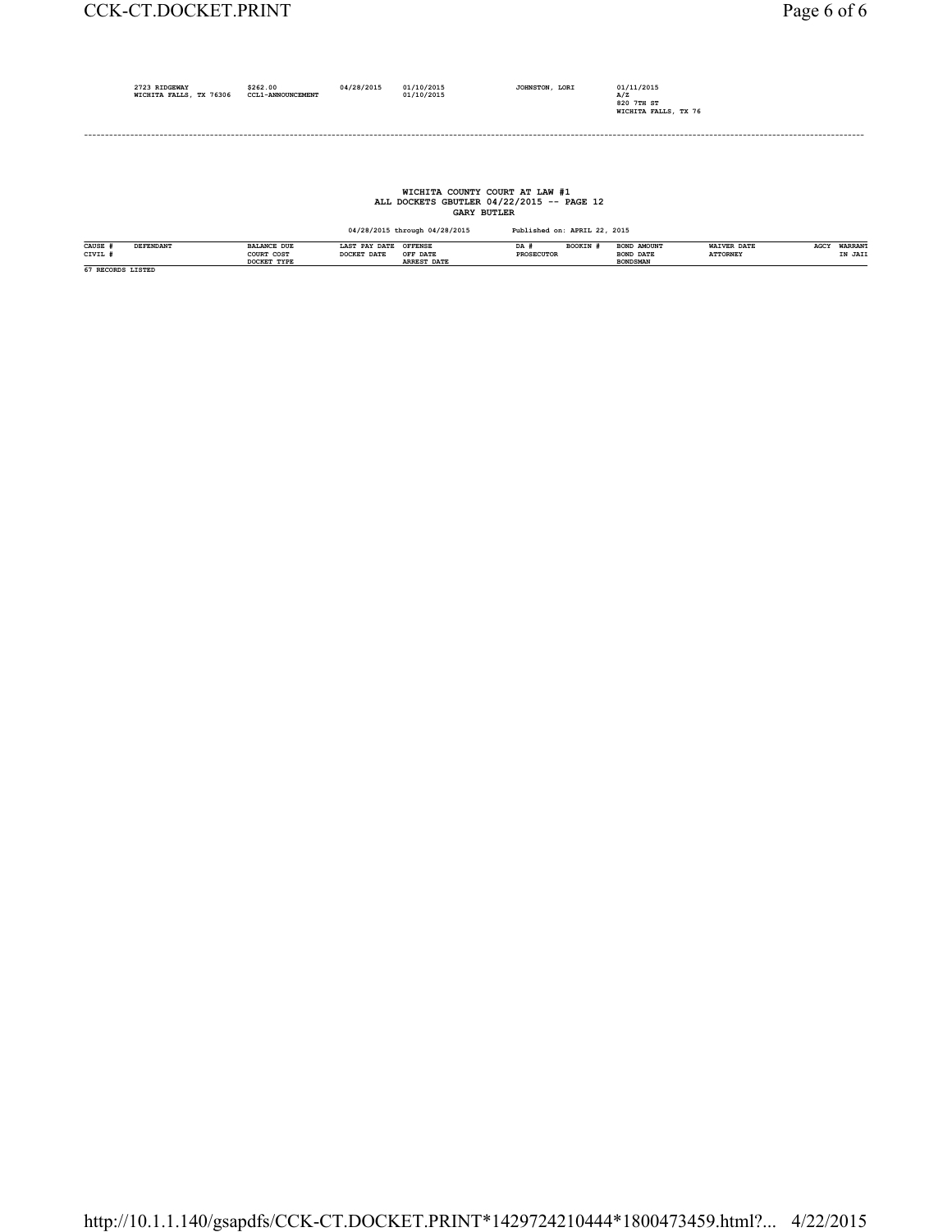| | | | | | |
|---|---|---|---|---|---|
| 2723 RIDGEWAY<br>WICHITA FALLS, TX 76306 | $262.00<br>CCL1-ANNOUNCEMENT | 04/28/2015 | 01/10/2015<br>01/10/2015 | JOHNSTON, LORI | 01/11/2015<br>A/Z<br>820 7TH ST<br>WICHITA FALLS, TX 76 |

---

**WICHITA COUNTY COURT AT LAW #1**
**ALL DOCKETS GBUTLER 04/22/2015 -- PAGE 12**
**GARY BUTLER**

04/28/2015 through 04/28/2015 Published on: APRIL 22, 2015

| CAUSE #<br>CIVIL # | DEFENDANT | BALANCE DUE<br>COURT COST<br>DOCKET TYPE | LAST PAY DATE<br>DOCKET DATE | OFFENSE<br>OFF DATE<br>ARREST DATE | DA #<br>PROSECUTOR | BOOKIN # | BOND AMOUNT<br>BOND DATE<br>BONDSMAN | WAIVER DATE<br>ATTORNEY | AGCY | WARRANT<br>IN JAIL |
|---|---|---|---|---|---|---|---|---|---|---|

67 RECORDS LISTED